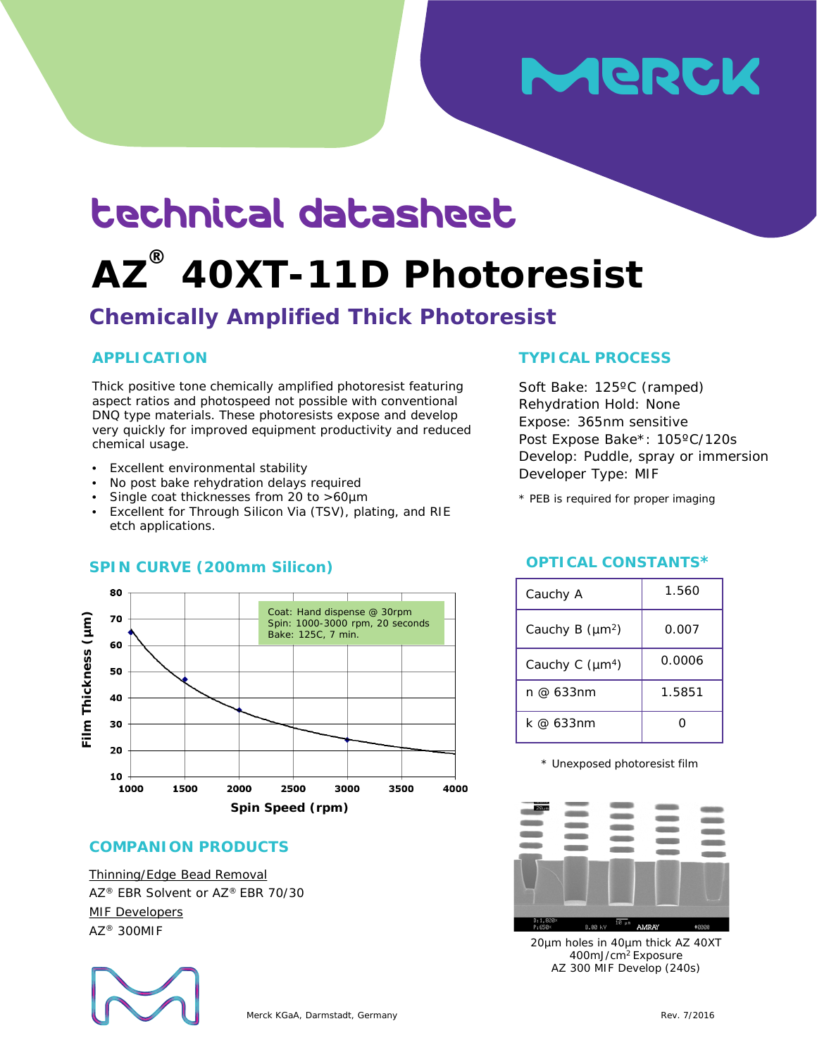# technical datasheet

# AZ® 40XT-11D Photoresist

## Chemically Amplified Thick Photoresist

### APPLICATION

Thick positive tone chemically amplified photoresist featuring aspect ratios and photospeed not possible with conventional DNQ type materials. These photoresists expose and develop very quickly for improved equipment productivity and reduced chemical usage.

- Excellent environmental stability
- No post bake rehydration delays required
- Single coat thicknesses from 20 to >60µm
- Excellent for Through Silicon Via (TSV), plating, and RIE etch applications.

### TYPICAL PROCESS

Soft Bake: 125ºC (ramped)
Rehydration Hold: None
Expose: 365nm sensitive
Post Expose Bake*: 105ºC/120s
Develop: Puddle, spray or immersion
Developer Type: MIF

* PEB is required for proper imaging

### SPIN CURVE (200mm Silicon)

Coat: Hand dispense @ 30rpm
Spin: 1000-3000 rpm, 20 seconds
Bake: 125C, 7 min.

| Spin Speed (rpm) | Film Thickness (µm) |
|---|---|
| 1000 | 65 |
| 1500 | 47 |
| 2000 | 35 |
| 3000 | 24 |

### OPTICAL CONSTANTS*

| | |
|---|---|
| Cauchy A | 1.560 |
| Cauchy B ($\mu m^2$) | 0.007 |
| Cauchy C ($\mu m^4$) | 0.0006 |
| n @ 633nm | 1.5851 |
| k @ 633nm | 0 |

* Unexposed photoresist film

20µm holes in 40µm thick AZ 40XT
400mJ/cm² Exposure
AZ 300 MIF Develop (240s)

### COMPANION PRODUCTS

Thinning/Edge Bead Removal
AZ® EBR Solvent or AZ® EBR 70/30

MIF Developers
AZ® 300MIF

Merck KGaA, Darmstadt, Germany

Rev. 7/2016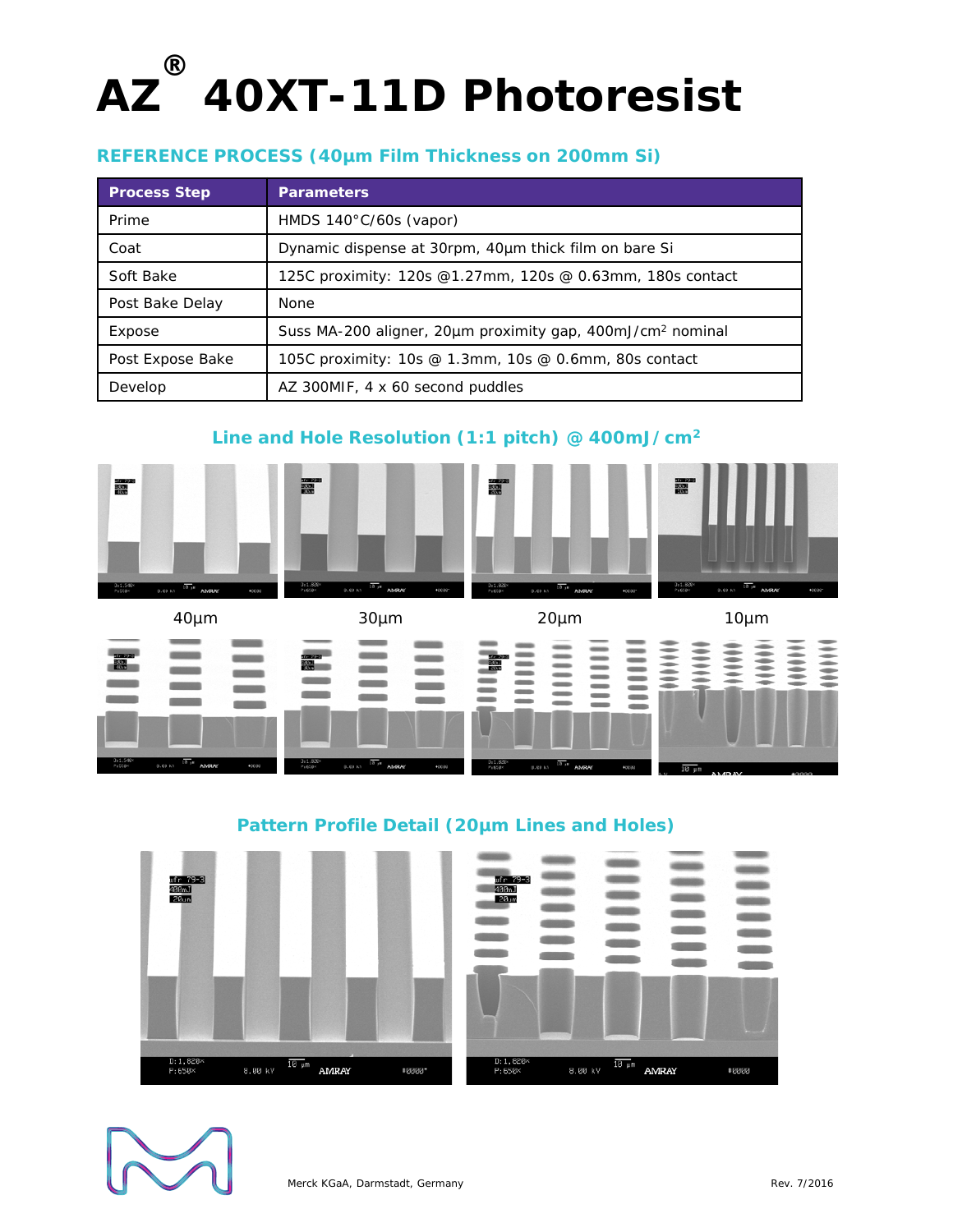# AZ® 40XT-11D Photoresist

## REFERENCE PROCESS (40µm Film Thickness on 200mm Si)

| Process Step | Parameters |
|---|---|
| Prime | HMDS 140°C/60s (vapor) |
| Coat | Dynamic dispense at 30rpm, 40µm thick film on bare Si |
| Soft Bake | 125C proximity: 120s @1.27mm, 120s @ 0.63mm, 180s contact |
| Post Bake Delay | None |
| Expose | Suss MA-200 aligner, 20µm proximity gap, 400mJ/cm$^2$ nominal |
| Post Expose Bake | 105C proximity: 10s @ 1.3mm, 10s @ 0.6mm, 80s contact |
| Develop | AZ 300MIF, 4 x 60 second puddles |

## Line and Hole Resolution (1:1 pitch) @ 400mJ/cm$^2$

40µm     30µm     20µm     10µm

## Pattern Profile Detail (20µm Lines and Holes)

Merck KGaA, Darmstadt, Germany

Rev. 7/2016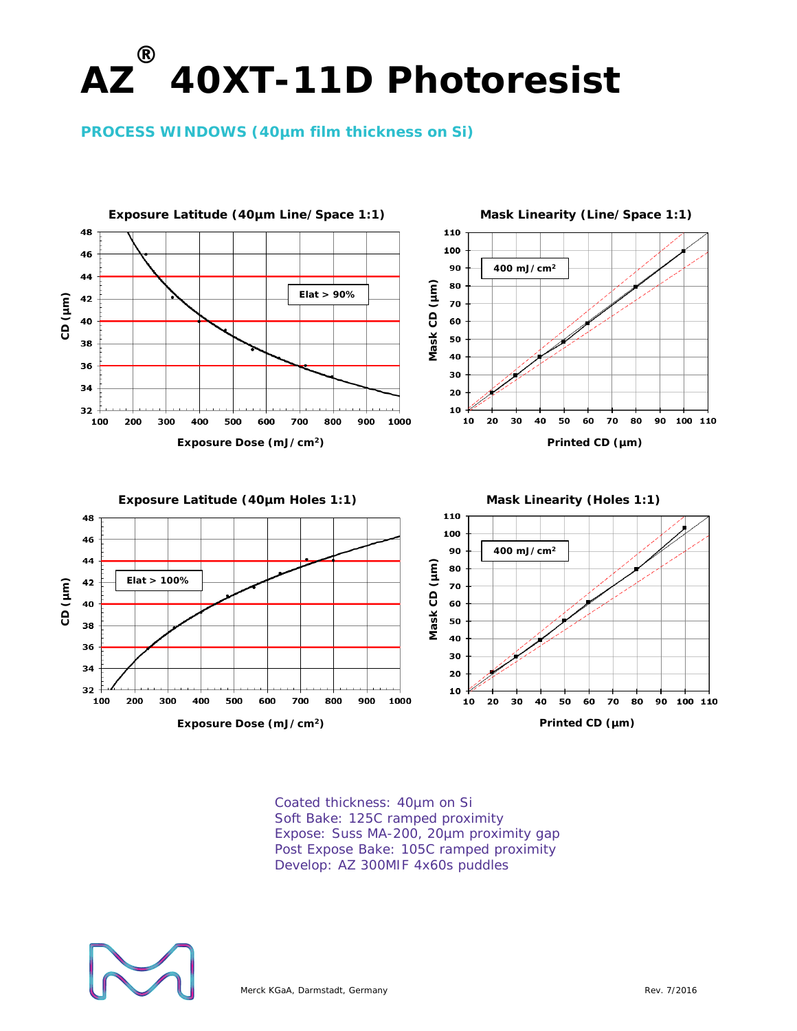# AZ® 40XT-11D Photoresist

## PROCESS WINDOWS (40µm film thickness on Si)

**Exposure Latitude (40µm Line/Space 1:1)**

Elat > 90%

CD (µm) vs. Exposure Dose (mJ/cm²)

**Mask Linearity (Line/Space 1:1)**

400 mJ/cm²

Mask CD (µm) vs. Printed CD (µm)

**Exposure Latitude (40µm Holes 1:1)**

Elat > 100%

CD (µm) vs. Exposure Dose (mJ/cm²)

**Mask Linearity (Holes 1:1)**

400 mJ/cm²

Mask CD (µm) vs. Printed CD (µm)

Coated thickness: 40µm on Si
Soft Bake: 125C ramped proximity
Expose: Suss MA-200, 20µm proximity gap
Post Expose Bake: 105C ramped proximity
Develop: AZ 300MIF 4x60s puddles

Merck KGaA, Darmstadt, Germany

Rev. 7/2016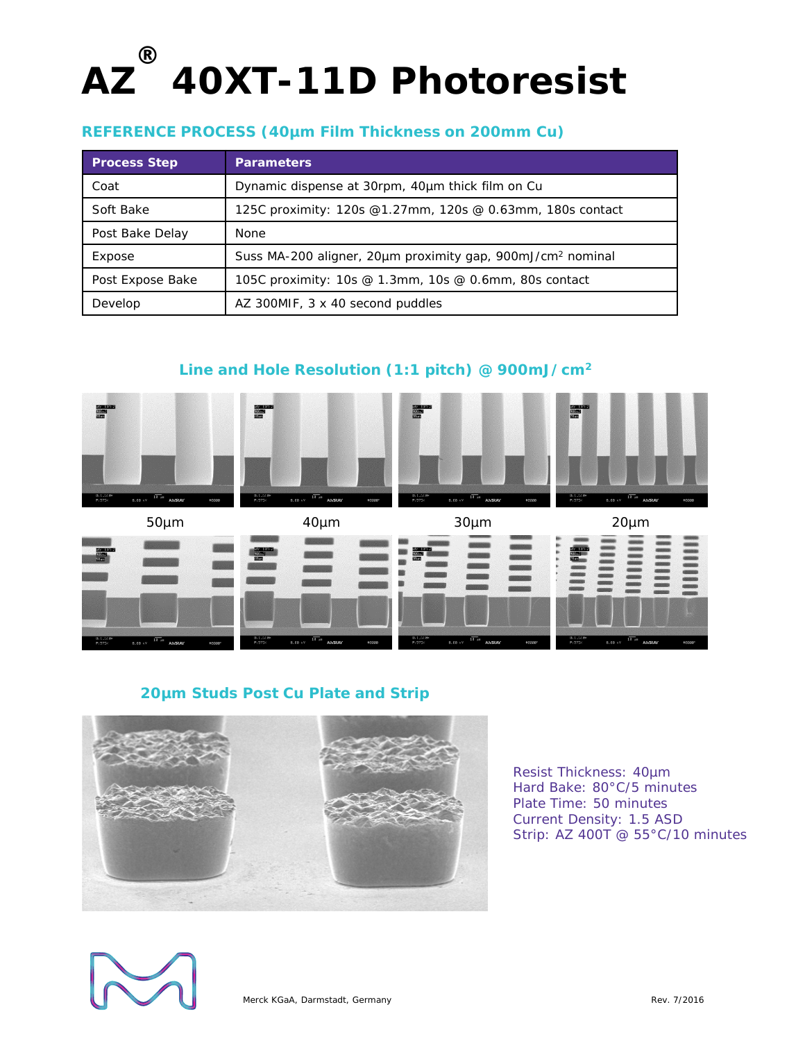# AZ® 40XT-11D Photoresist

## REFERENCE PROCESS (40µm Film Thickness on 200mm Cu)

| Process Step | Parameters |
| --- | --- |
| Coat | Dynamic dispense at 30rpm, 40µm thick film on Cu |
| Soft Bake | 125C proximity: 120s @1.27mm, 120s @ 0.63mm, 180s contact |
| Post Bake Delay | None |
| Expose | Suss MA-200 aligner, 20µm proximity gap, 900mJ/cm² nominal |
| Post Expose Bake | 105C proximity: 10s @ 1.3mm, 10s @ 0.6mm, 80s contact |
| Develop | AZ 300MIF, 3 x 40 second puddles |

### Line and Hole Resolution (1:1 pitch) @ 900mJ/cm²

50µm 40µm 30µm 20µm

### 20µm Studs Post Cu Plate and Strip

Resist Thickness: 40µm
Hard Bake: 80°C/5 minutes
Plate Time: 50 minutes
Current Density: 1.5 ASD
Strip: AZ 400T @ 55°C/10 minutes

Merck KGaA, Darmstadt, Germany

Rev. 7/2016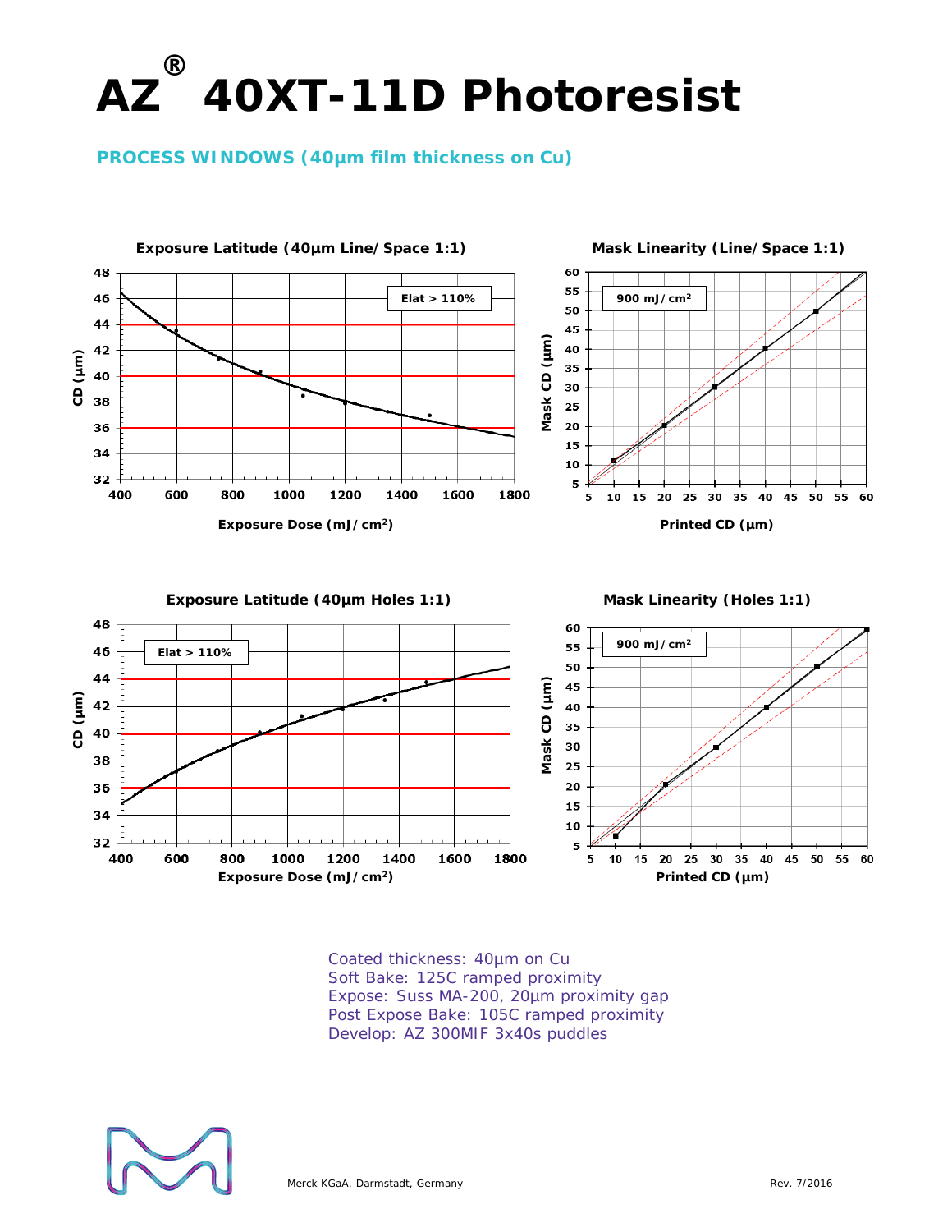# AZ® 40XT-11D Photoresist

## PROCESS WINDOWS (40µm film thickness on Cu)

**Exposure Latitude (40µm Line/Space 1:1)**

Elat > 110%

**Mask Linearity (Line/Space 1:1)**

900 mJ/cm²

**Exposure Latitude (40µm Holes 1:1)**

Elat > 110%

**Mask Linearity (Holes 1:1)**

900 mJ/cm²

Coated thickness: 40µm on Cu
Soft Bake: 125C ramped proximity
Expose: Suss MA-200, 20µm proximity gap
Post Expose Bake: 105C ramped proximity
Develop: AZ 300MIF 3x40s puddles

Merck KGaA, Darmstadt, Germany

Rev. 7/2016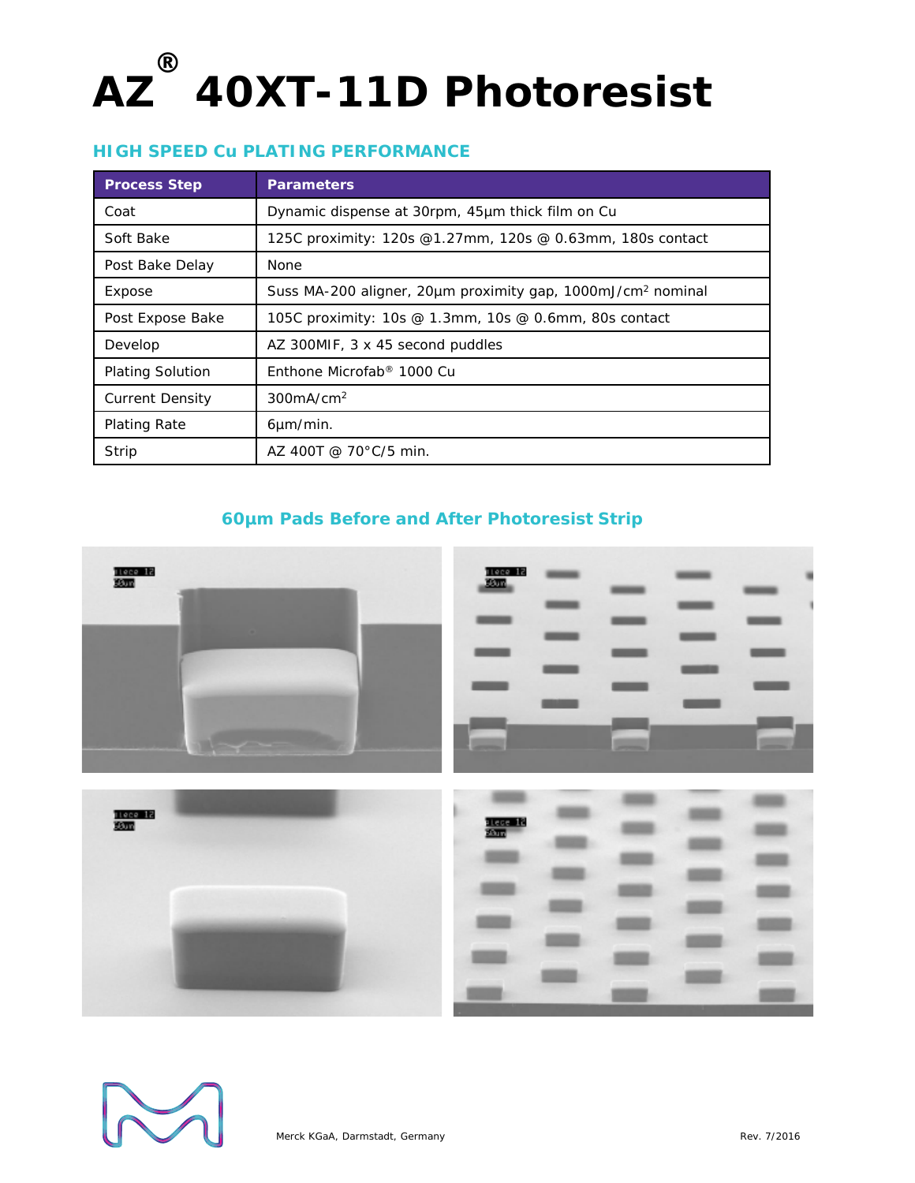# AZ® 40XT-11D Photoresist

## HIGH SPEED Cu PLATING PERFORMANCE

| Process Step | Parameters |
|---|---|
| Coat | Dynamic dispense at 30rpm, 45µm thick film on Cu |
| Soft Bake | 125C proximity: 120s @1.27mm, 120s @ 0.63mm, 180s contact |
| Post Bake Delay | None |
| Expose | Suss MA-200 aligner, 20µm proximity gap, 1000mJ/cm² nominal |
| Post Expose Bake | 105C proximity: 10s @ 1.3mm, 10s @ 0.6mm, 80s contact |
| Develop | AZ 300MIF, 3 x 45 second puddles |
| Plating Solution | Enthone Microfab® 1000 Cu |
| Current Density | 300mA/cm² |
| Plating Rate | 6µm/min. |
| Strip | AZ 400T @ 70°C/5 min. |

### 60µm Pads Before and After Photoresist Strip

Merck KGaA, Darmstadt, Germany

Rev. 7/2016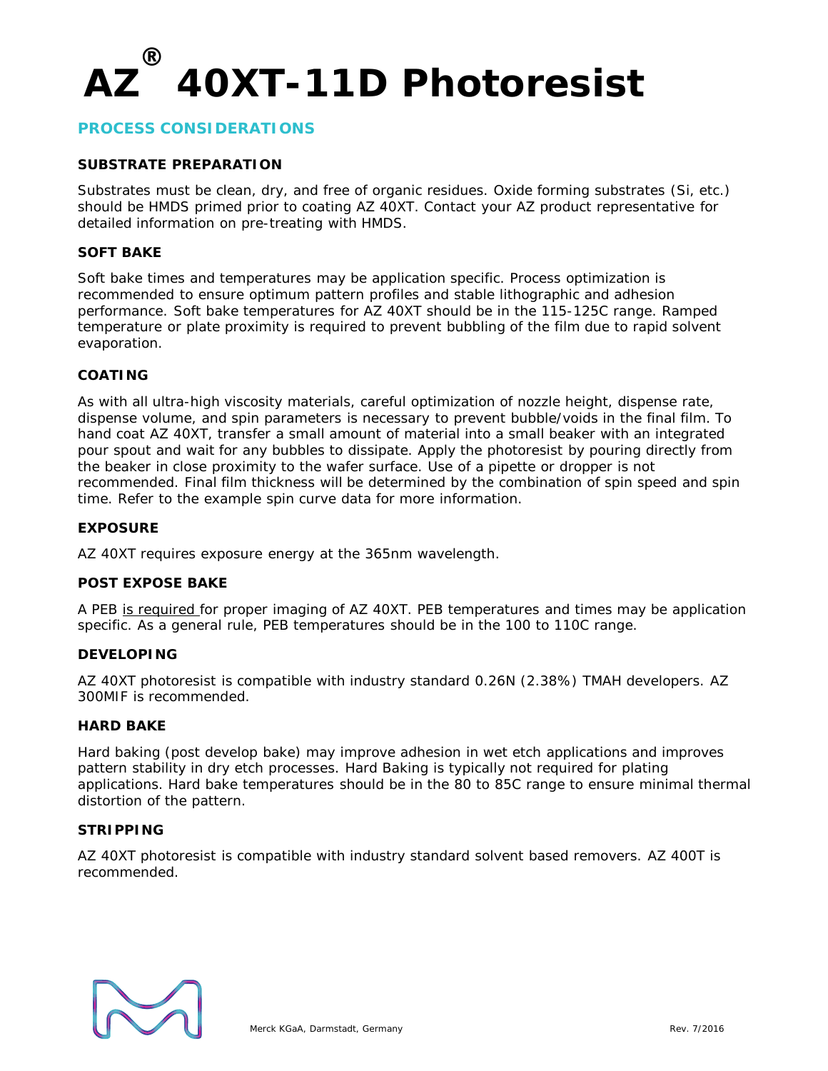# AZ® 40XT-11D Photoresist

## PROCESS CONSIDERATIONS

### SUBSTRATE PREPARATION

Substrates must be clean, dry, and free of organic residues. Oxide forming substrates (Si, etc.) should be HMDS primed prior to coating AZ 40XT. Contact your AZ product representative for detailed information on pre-treating with HMDS.

### SOFT BAKE

Soft bake times and temperatures may be application specific. Process optimization is recommended to ensure optimum pattern profiles and stable lithographic and adhesion performance. Soft bake temperatures for AZ 40XT should be in the 115-125C range. Ramped temperature or plate proximity is required to prevent bubbling of the film due to rapid solvent evaporation.

### COATING

As with all ultra-high viscosity materials, careful optimization of nozzle height, dispense rate, dispense volume, and spin parameters is necessary to prevent bubble/voids in the final film. To hand coat AZ 40XT, transfer a small amount of material into a small beaker with an integrated pour spout and wait for any bubbles to dissipate. Apply the photoresist by pouring directly from the beaker in close proximity to the wafer surface. Use of a pipette or dropper is not recommended. Final film thickness will be determined by the combination of spin speed and spin time. Refer to the example spin curve data for more information.

### EXPOSURE

AZ 40XT requires exposure energy at the 365nm wavelength.

### POST EXPOSE BAKE

A PEB is required for proper imaging of AZ 40XT. PEB temperatures and times may be application specific. As a general rule, PEB temperatures should be in the 100 to 110C range.

### DEVELOPING

AZ 40XT photoresist is compatible with industry standard 0.26N (2.38%) TMAH developers. AZ 300MIF is recommended.

### HARD BAKE

Hard baking (post develop bake) may improve adhesion in wet etch applications and improves pattern stability in dry etch processes. Hard Baking is typically not required for plating applications. Hard bake temperatures should be in the 80 to 85C range to ensure minimal thermal distortion of the pattern.

### STRIPPING

AZ 40XT photoresist is compatible with industry standard solvent based removers. AZ 400T is recommended.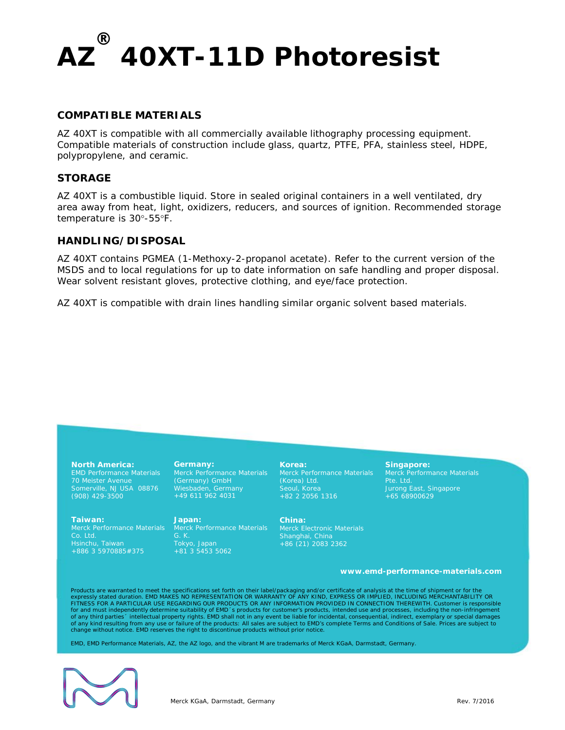# AZ® 40XT-11D Photoresist

## COMPATIBLE MATERIALS

AZ 40XT is compatible with all commercially available lithography processing equipment. Compatible materials of construction include glass, quartz, PTFE, PFA, stainless steel, HDPE, polypropylene, and ceramic.

## STORAGE

AZ 40XT is a combustible liquid. Store in sealed original containers in a well ventilated, dry area away from heat, light, oxidizers, reducers, and sources of ignition. Recommended storage temperature is 30°-55°F.

## HANDLING/DISPOSAL

AZ 40XT contains PGMEA (1-Methoxy-2-propanol acetate). Refer to the current version of the MSDS and to local regulations for up to date information on safe handling and proper disposal. Wear solvent resistant gloves, protective clothing, and eye/face protection.

AZ 40XT is compatible with drain lines handling similar organic solvent based materials.

**North America:**
EMD Performance Materials
70 Meister Avenue
Somerville, NJ USA 08876
(908) 429-3500

**Germany:**
Merck Performance Materials
(Germany) GmbH
Wiesbaden, Germany
+49 611 962 4031

**Korea:**
Merck Performance Materials
(Korea) Ltd.
Seoul, Korea
+82 2 2056 1316

**Singapore:**
Merck Performance Materials
Pte. Ltd.
Jurong East, Singapore
+65 68900629

**Taiwan:**
Merck Performance Materials
Co. Ltd.
Hsinchu, Taiwan
+886 3 5970885#375

**Japan:**
Merck Performance Materials
G. K.
Tokyo, Japan
+81 3 5453 5062

**China:**
Merck Electronic Materials
Shanghai, China
+86 (21) 2083 2362

**www.emd-performance-materials.com**

Products are warranted to meet the specifications set forth on their label/packaging and/or certificate of analysis at the time of shipment or for the expressly stated duration. EMD MAKES NO REPRESENTATION OR WARRANTY OF ANY KIND, EXPRESS OR IMPLIED, INCLUDING MERCHANTABILITY OR FITNESS FOR A PARTICULAR USE REGARDING OUR PRODUCTS OR ANY INFORMATION PROVIDED IN CONNECTION THEREWITH. Customer is responsible for and must independently determine suitability of EMD´s products for customer's products, intended use and processes, including the non-infringement of any third parties´ intellectual property rights. EMD shall not in any event be liable for incidental, consequential, indirect, exemplary or special damages of any kind resulting from any use or failure of the products: All sales are subject to EMD's complete Terms and Conditions of Sale. Prices are subject to change without notice. EMD reserves the right to discontinue products without prior notice.

EMD, EMD Performance Materials, AZ, the AZ logo, and the vibrant M are trademarks of Merck KGaA, Darmstadt, Germany.

Merck KGaA, Darmstadt, Germany

Rev. 7/2016